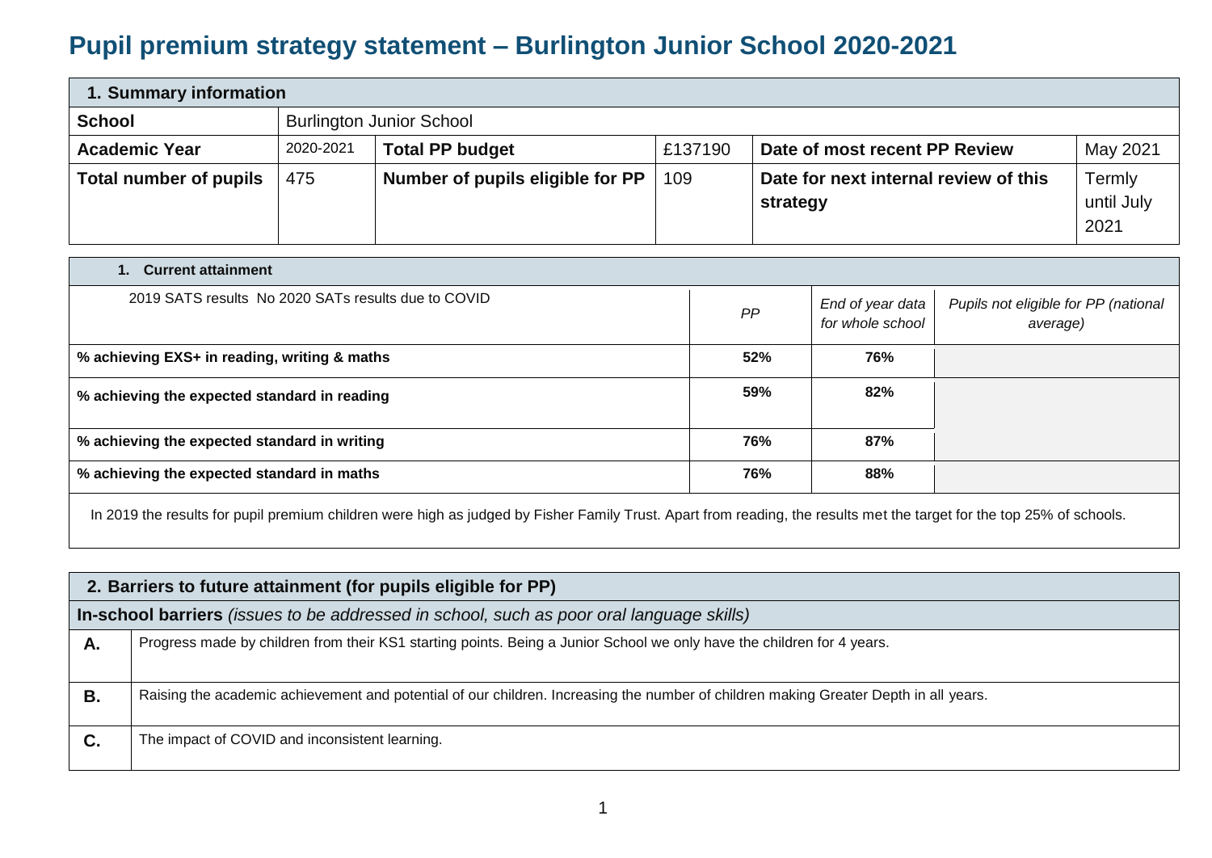# Pupil premium strategy statement – Burlington Junior School 2020-2021

| 1. Summary information | | | | | |
|---|---|---|---|---|---|
| **School** | Burlington Junior School | | | | |
| **Academic Year** | 2020-2021 | **Total PP budget** | £137190 | **Date of most recent PP Review** | May 2021 |
| **Total number of pupils** | 475 | **Number of pupils eligible for PP** | 109 | **Date for next internal review of this strategy** | Termly until July 2021 |

| 1. Current attainment | | | |
|---|---|---|---|
| 2019 SATS results No 2020 SATs results due to COVID | *PP* | *End of year data for whole school* | *Pupils not eligible for PP (national average)* |
| **% achieving EXS+ in reading, writing & maths** | **52%** | **76%** | |
| **% achieving the expected standard in reading** | **59%** | **82%** | |
| **% achieving the expected standard in writing** | **76%** | **87%** | |
| **% achieving the expected standard in maths** | **76%** | **88%** | |

In 2019 the results for pupil premium children were high as judged by Fisher Family Trust. Apart from reading, the results met the target for the top 25% of schools.

| 2. Barriers to future attainment (for pupils eligible for PP) | |
|---|---|
| **In-school barriers** *(issues to be addressed in school, such as poor oral language skills)* | |
| **A.** | Progress made by children from their KS1 starting points. Being a Junior School we only have the children for 4 years. |
| **B.** | Raising the academic achievement and potential of our children. Increasing the number of children making Greater Depth in all years. |
| **C.** | The impact of COVID and inconsistent learning. |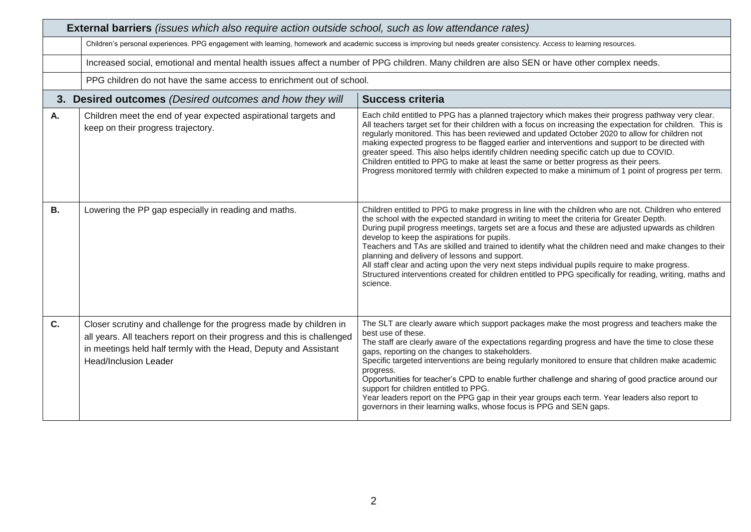| **External barriers** *(issues which also require action outside school, such as low attendance rates)* | |
|---|---|
| | Children's personal experiences. PPG engagement with learning, homework and academic success is improving but needs greater consistency. Access to learning resources. |
| | Increased social, emotional and mental health issues affect a number of PPG children. Many children are also SEN or have other complex needs. |
| | PPG children do not have the same access to enrichment out of school. |

| | **3. Desired outcomes** *(Desired outcomes and how they will* | **Success criteria** |
|---|---|---|
| **A.** | Children meet the end of year expected aspirational targets and keep on their progress trajectory. | Each child entitled to PPG has a planned trajectory which makes their progress pathway very clear. All teachers target set for their children with a focus on increasing the expectation for children. This is regularly monitored. This has been reviewed and updated October 2020 to allow for children not making expected progress to be flagged earlier and interventions and support to be directed with greater speed. This also helps identify children needing specific catch up due to COVID.<br>Children entitled to PPG to make at least the same or better progress as their peers.<br>Progress monitored termly with children expected to make a minimum of 1 point of progress per term. |
| **B.** | Lowering the PP gap especially in reading and maths. | Children entitled to PPG to make progress in line with the children who are not. Children who entered the school with the expected standard in writing to meet the criteria for Greater Depth.<br>During pupil progress meetings, targets set are a focus and these are adjusted upwards as children develop to keep the aspirations for pupils.<br>Teachers and TAs are skilled and trained to identify what the children need and make changes to their planning and delivery of lessons and support.<br>All staff clear and acting upon the very next steps individual pupils require to make progress.<br>Structured interventions created for children entitled to PPG specifically for reading, writing, maths and science. |
| **C.** | Closer scrutiny and challenge for the progress made by children in all years. All teachers report on their progress and this is challenged in meetings held half termly with the Head, Deputy and Assistant Head/Inclusion Leader | The SLT are clearly aware which support packages make the most progress and teachers make the best use of these.<br>The staff are clearly aware of the expectations regarding progress and have the time to close these gaps, reporting on the changes to stakeholders.<br>Specific targeted interventions are being regularly monitored to ensure that children make academic progress.<br>Opportunities for teacher's CPD to enable further challenge and sharing of good practice around our support for children entitled to PPG.<br>Year leaders report on the PPG gap in their year groups each term. Year leaders also report to governors in their learning walks, whose focus is PPG and SEN gaps. |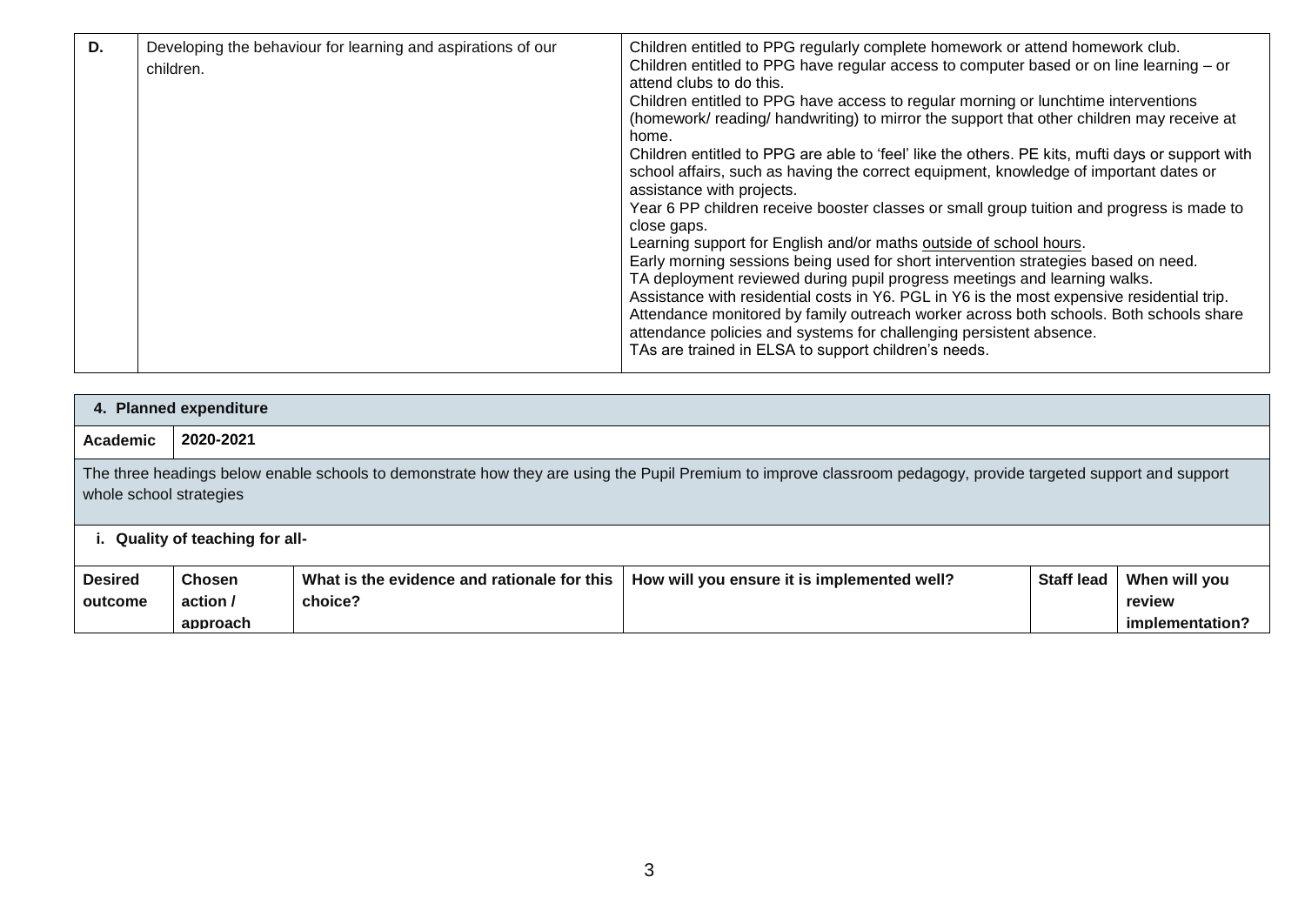| D. | Developing the behaviour for learning and aspirations of our children. | Children entitled to PPG regularly complete homework or attend homework club.<br>Children entitled to PPG have regular access to computer based or on line learning – or attend clubs to do this.<br>Children entitled to PPG have access to regular morning or lunchtime interventions (homework/ reading/ handwriting) to mirror the support that other children may receive at home.<br>Children entitled to PPG are able to 'feel' like the others. PE kits, mufti days or support with school affairs, such as having the correct equipment, knowledge of important dates or assistance with projects.<br>Year 6 PP children receive booster classes or small group tuition and progress is made to close gaps.<br>Learning support for English and/or maths outside of school hours.<br>Early morning sessions being used for short intervention strategies based on need.<br>TA deployment reviewed during pupil progress meetings and learning walks.<br>Assistance with residential costs in Y6. PGL in Y6 is the most expensive residential trip.<br>Attendance monitored by family outreach worker across both schools. Both schools share attendance policies and systems for challenging persistent absence.<br>TAs are trained in ELSA to support children's needs. |
|---|---|---|

| **4. Planned expenditure** | | | | | |
|---|---|---|---|---|---|
| **Academic** | **2020-2021** | | | | |
| The three headings below enable schools to demonstrate how they are using the Pupil Premium to improve classroom pedagogy, provide targeted support and support whole school strategies | | | | | |
| **i. Quality of teaching for all-** | | | | | |
| **Desired outcome** | **Chosen action / approach** | **What is the evidence and rationale for this choice?** | **How will you ensure it is implemented well?** | **Staff lead** | **When will you review implementation?** |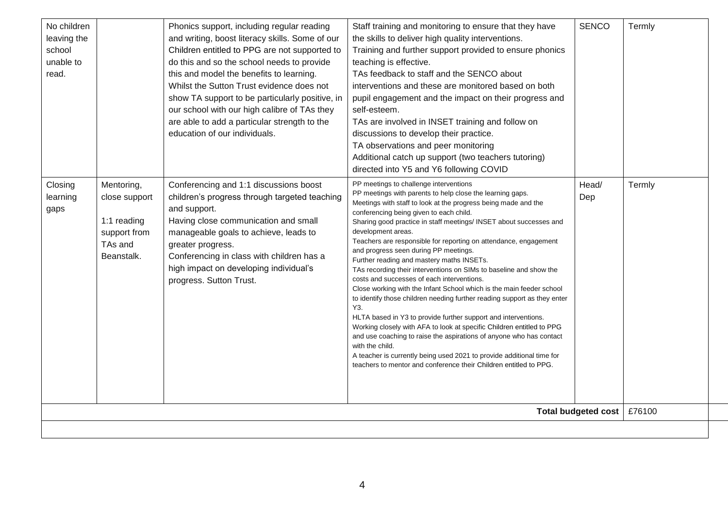| | | | | | |
|---|---|---|---|---|---|
| No children leaving the school unable to read. | | Phonics support, including regular reading and writing, boost literacy skills. Some of our Children entitled to PPG are not supported to do this and so the school needs to provide this and model the benefits to learning. Whilst the Sutton Trust evidence does not show TA support to be particularly positive, in our school with our high calibre of TAs they are able to add a particular strength to the education of our individuals. | Staff training and monitoring to ensure that they have the skills to deliver high quality interventions.<br>Training and further support provided to ensure phonics teaching is effective.<br>TAs feedback to staff and the SENCO about interventions and these are monitored based on both pupil engagement and the impact on their progress and self-esteem.<br>TAs are involved in INSET training and follow on discussions to develop their practice.<br>TA observations and peer monitoring<br>Additional catch up support (two teachers tutoring) directed into Y5 and Y6 following COVID | SENCO | Termly |
| Closing learning gaps | Mentoring, close support<br><br>1:1 reading support from TAs and Beanstalk. | Conferencing and 1:1 discussions boost children's progress through targeted teaching and support.<br>Having close communication and small manageable goals to achieve, leads to greater progress.<br>Conferencing in class with children has a high impact on developing individual's progress. Sutton Trust. | PP meetings to challenge interventions<br>PP meetings with parents to help close the learning gaps.<br>Meetings with staff to look at the progress being made and the conferencing being given to each child.<br>Sharing good practice in staff meetings/ INSET about successes and development areas.<br>Teachers are responsible for reporting on attendance, engagement and progress seen during PP meetings.<br>Further reading and mastery maths INSETs.<br>TAs recording their interventions on SIMs to baseline and show the costs and successes of each interventions.<br>Close working with the Infant School which is the main feeder school to identify those children needing further reading support as they enter Y3.<br>HLTA based in Y3 to provide further support and interventions.<br>Working closely with AFA to look at specific Children entitled to PPG and use coaching to raise the aspirations of anyone who has contact with the child.<br>A teacher is currently being used 2021 to provide additional time for teachers to mentor and conference their Children entitled to PPG. | Head/ Dep | Termly |
| | | | | **Total budgeted cost** | £76100 |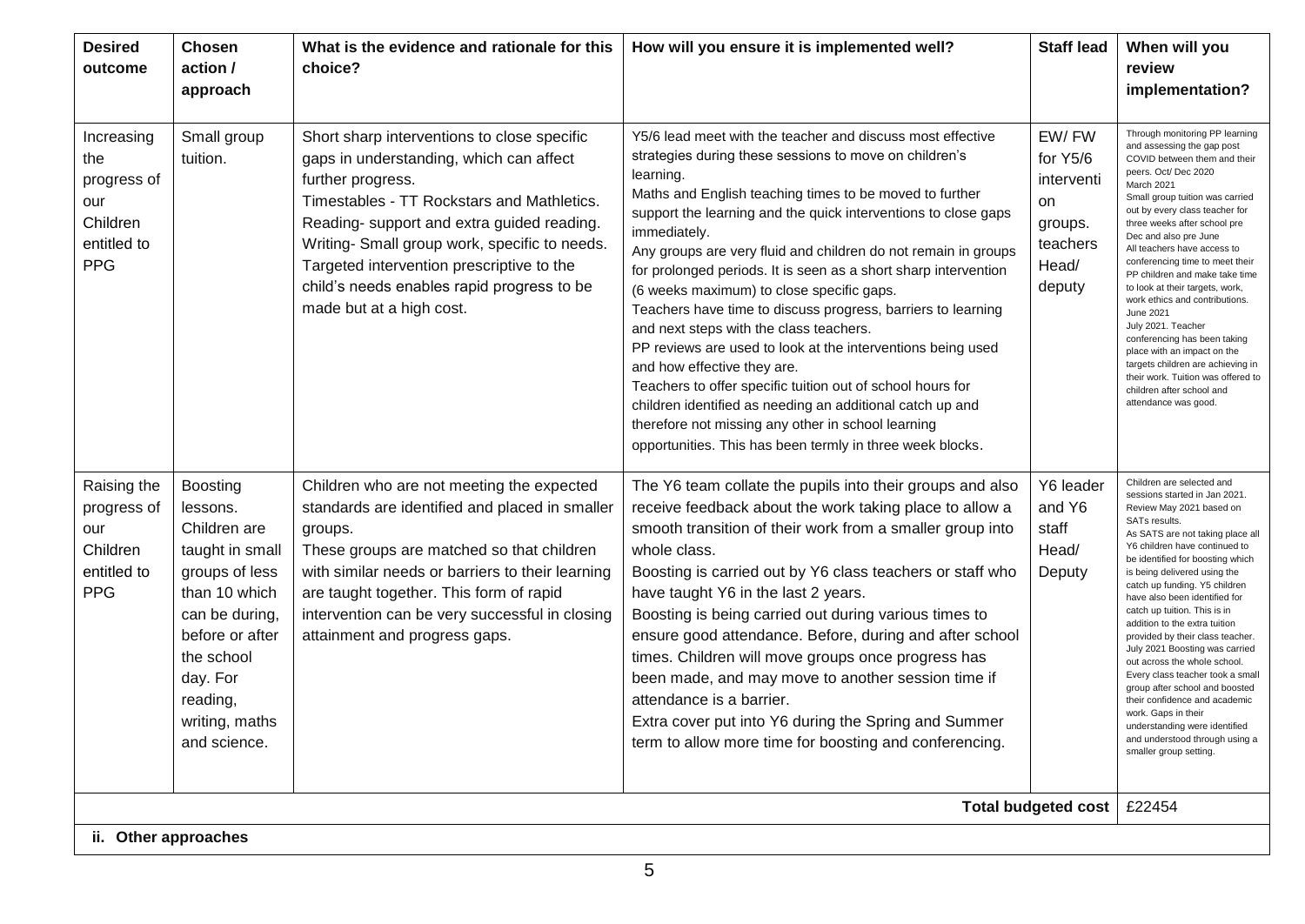| Desired outcome | Chosen action / approach | What is the evidence and rationale for this choice? | How will you ensure it is implemented well? | Staff lead | When will you review implementation? |
|---|---|---|---|---|---|
| Increasing the progress of our Children entitled to PPG | Small group tuition. | Short sharp interventions to close specific gaps in understanding, which can affect further progress.<br>Timestables - TT Rockstars and Mathletics.<br>Reading- support and extra guided reading.<br>Writing- Small group work, specific to needs.<br>Targeted intervention prescriptive to the child's needs enables rapid progress to be made but at a high cost. | Y5/6 lead meet with the teacher and discuss most effective strategies during these sessions to move on children's learning.<br>Maths and English teaching times to be moved to further support the learning and the quick interventions to close gaps immediately.<br>Any groups are very fluid and children do not remain in groups for prolonged periods. It is seen as a short sharp intervention (6 weeks maximum) to close specific gaps.<br>Teachers have time to discuss progress, barriers to learning and next steps with the class teachers.<br>PP reviews are used to look at the interventions being used and how effective they are.<br>Teachers to offer specific tuition out of school hours for children identified as needing an additional catch up and therefore not missing any other in school learning opportunities. This has been termly in three week blocks. | EW/ FW for Y5/6 intervention groups. teachers Head/ deputy | Through monitoring PP learning and assessing the gap post COVID between them and their peers. Oct/ Dec 2020<br>March 2021<br>Small group tuition was carried out by every class teacher for three weeks after school pre Dec and also pre June<br>All teachers have access to conferencing time to meet their PP children and make take time to look at their targets, work, work ethics and contributions.<br>June 2021<br>July 2021. Teacher conferencing has been taking place with an impact on the targets children are achieving in their work. Tuition was offered to children after school and attendance was good. |
| Raising the progress of our Children entitled to PPG | Boosting lessons. Children are taught in small groups of less than 10 which can be during, before or after the school day. For reading, writing, maths and science. | Children who are not meeting the expected standards are identified and placed in smaller groups.<br>These groups are matched so that children with similar needs or barriers to their learning are taught together. This form of rapid intervention can be very successful in closing attainment and progress gaps. | The Y6 team collate the pupils into their groups and also receive feedback about the work taking place to allow a smooth transition of their work from a smaller group into whole class.<br>Boosting is carried out by Y6 class teachers or staff who have taught Y6 in the last 2 years.<br>Boosting is being carried out during various times to ensure good attendance. Before, during and after school times. Children will move groups once progress has been made, and may move to another session time if attendance is a barrier.<br>Extra cover put into Y6 during the Spring and Summer term to allow more time for boosting and conferencing. | Y6 leader and Y6 staff Head/ Deputy | Children are selected and sessions started in Jan 2021. Review May 2021 based on SATs results.<br>As SATS are not taking place all Y6 children have continued to be identified for boosting which is being delivered using the catch up funding. Y5 children have also been identified for catch up tuition. This is in addition to the extra tuition provided by their class teacher.<br>July 2021 Boosting was carried out across the whole school. Every class teacher took a small group after school and boosted their confidence and academic work. Gaps in their understanding were identified and understood through using a smaller group setting. |
| | | | | **Total budgeted cost** | £22454 |

**ii. Other approaches**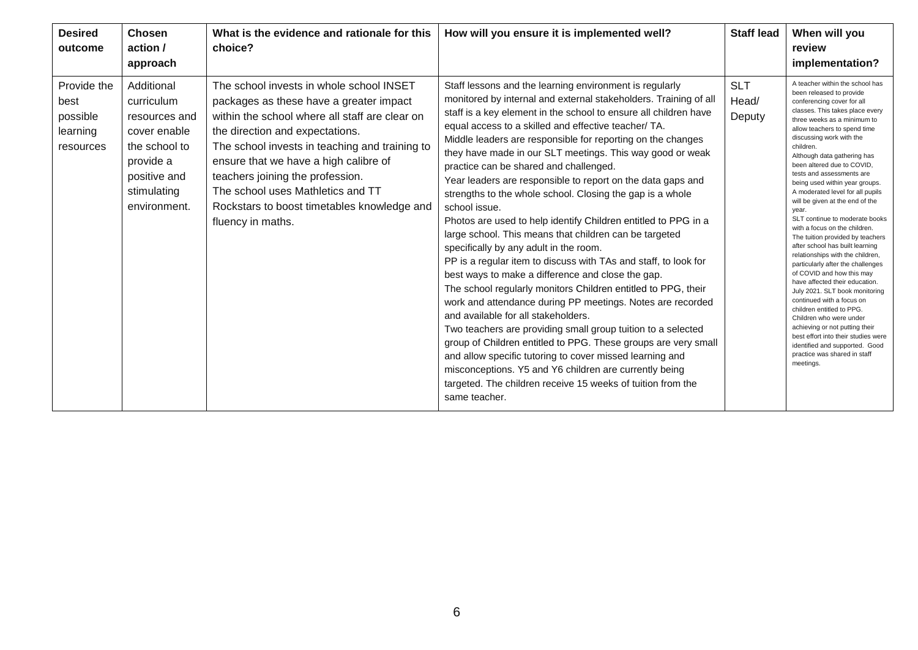| Desired outcome | Chosen action / approach | What is the evidence and rationale for this choice? | How will you ensure it is implemented well? | Staff lead | When will you review implementation? |
|---|---|---|---|---|---|
| Provide the best possible learning resources | Additional curriculum resources and cover enable the school to provide a positive and stimulating environment. | The school invests in whole school INSET packages as these have a greater impact within the school where all staff are clear on the direction and expectations.<br>The school invests in teaching and training to ensure that we have a high calibre of teachers joining the profession.<br>The school uses Mathletics and TT Rockstars to boost timetables knowledge and fluency in maths. | Staff lessons and the learning environment is regularly monitored by internal and external stakeholders. Training of all staff is a key element in the school to ensure all children have equal access to a skilled and effective teacher/ TA.<br>Middle leaders are responsible for reporting on the changes they have made in our SLT meetings. This way good or weak practice can be shared and challenged.<br>Year leaders are responsible to report on the data gaps and strengths to the whole school. Closing the gap is a whole school issue.<br>Photos are used to help identify Children entitled to PPG in a large school. This means that children can be targeted specifically by any adult in the room.<br>PP is a regular item to discuss with TAs and staff, to look for best ways to make a difference and close the gap.<br>The school regularly monitors Children entitled to PPG, their work and attendance during PP meetings. Notes are recorded and available for all stakeholders.<br>Two teachers are providing small group tuition to a selected group of Children entitled to PPG. These groups are very small and allow specific tutoring to cover missed learning and misconceptions. Y5 and Y6 children are currently being targeted. The children receive 15 weeks of tuition from the same teacher. | SLT Head/ Deputy | A teacher within the school has been released to provide conferencing cover for all classes. This takes place every three weeks as a minimum to allow teachers to spend time discussing work with the children.<br>Although data gathering has been altered due to COVID, tests and assessments are being used within year groups. A moderated level for all pupils will be given at the end of the year.<br>SLT continue to moderate books with a focus on the children.<br>The tuition provided by teachers after school has built learning relationships with the children, particularly after the challenges of COVID and how this may have affected their education.<br>July 2021. SLT book monitoring continued with a focus on children entitled to PPG. Children who were under achieving or not putting their best effort into their studies were identified and supported. Good practice was shared in staff meetings. |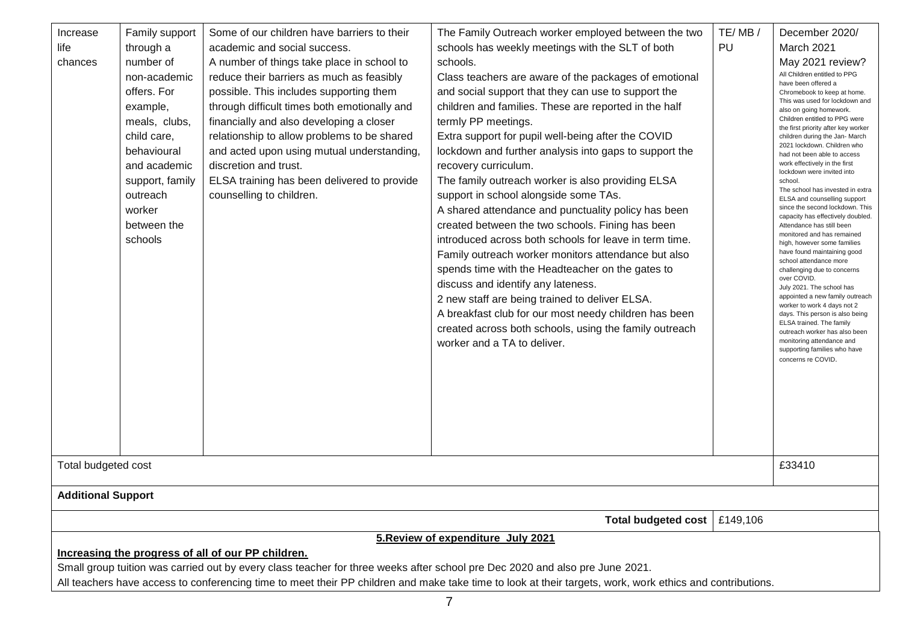| | | | | | |
|---|---|---|---|---|---|
| Increase life chances | Family support through a number of non-academic offers. For example, meals, clubs, child care, behavioural and academic support, family outreach worker between the schools | Some of our children have barriers to their academic and social success. A number of things take place in school to reduce their barriers as much as feasibly possible. This includes supporting them through difficult times both emotionally and financially and also developing a closer relationship to allow problems to be shared and acted upon using mutual understanding, discretion and trust. ELSA training has been delivered to provide counselling to children. | The Family Outreach worker employed between the two schools has weekly meetings with the SLT of both schools. Class teachers are aware of the packages of emotional and social support that they can use to support the children and families. These are reported in the half termly PP meetings. Extra support for pupil well-being after the COVID lockdown and further analysis into gaps to support the recovery curriculum. The family outreach worker is also providing ELSA support in school alongside some TAs. A shared attendance and punctuality policy has been created between the two schools. Fining has been introduced across both schools for leave in term time. Family outreach worker monitors attendance but also spends time with the Headteacher on the gates to discuss and identify any lateness. 2 new staff are being trained to deliver ELSA. A breakfast club for our most needy children has been created across both schools, using the family outreach worker and a TA to deliver. | TE/ MB / PU | December 2020/ March 2021 May 2021 review? All Children entitled to PPG have been offered a Chromebook to keep at home. This was used for lockdown and also on going homework. Children entitled to PPG were the first priority after key worker children during the Jan- March 2021 lockdown. Children who had not been able to access work effectively in the first lockdown were invited into school. The school has invested in extra ELSA and counselling support since the second lockdown. This capacity has effectively doubled. Attendance has still been monitored and has remained high, however some families have found maintaining good school attendance more challenging due to concerns over COVID. July 2021. The school has appointed a new family outreach worker to work 4 days not 2 days. This person is also being ELSA trained. The family outreach worker has also been monitoring attendance and supporting families who have concerns re COVID. |
| Total budgeted cost | | | | | £33410 |
| **Additional Support** | | | | | |
| | | | **Total budgeted cost** | £149,106 | |

**5.Review of expenditure July 2021**

**Increasing the progress of all of our PP children.**

Small group tuition was carried out by every class teacher for three weeks after school pre Dec 2020 and also pre June 2021.

All teachers have access to conferencing time to meet their PP children and make take time to look at their targets, work, work ethics and contributions.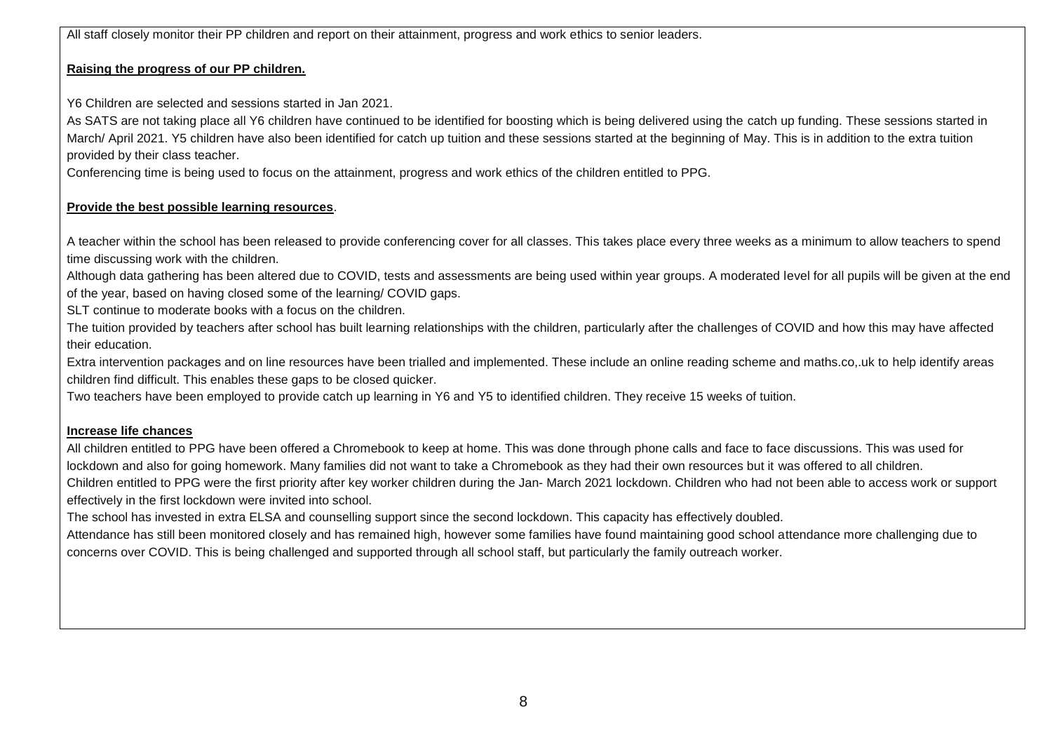All staff closely monitor their PP children and report on their attainment, progress and work ethics to senior leaders.

**Raising the progress of our PP children.**

Y6 Children are selected and sessions started in Jan 2021.

As SATS are not taking place all Y6 children have continued to be identified for boosting which is being delivered using the catch up funding. These sessions started in March/ April 2021. Y5 children have also been identified for catch up tuition and these sessions started at the beginning of May. This is in addition to the extra tuition provided by their class teacher.

Conferencing time is being used to focus on the attainment, progress and work ethics of the children entitled to PPG.

**Provide the best possible learning resources**.

A teacher within the school has been released to provide conferencing cover for all classes. This takes place every three weeks as a minimum to allow teachers to spend time discussing work with the children.

Although data gathering has been altered due to COVID, tests and assessments are being used within year groups. A moderated level for all pupils will be given at the end of the year, based on having closed some of the learning/ COVID gaps.

SLT continue to moderate books with a focus on the children.

The tuition provided by teachers after school has built learning relationships with the children, particularly after the challenges of COVID and how this may have affected their education.

Extra intervention packages and on line resources have been trialled and implemented. These include an online reading scheme and maths.co,.uk to help identify areas children find difficult. This enables these gaps to be closed quicker.

Two teachers have been employed to provide catch up learning in Y6 and Y5 to identified children. They receive 15 weeks of tuition.

**Increase life chances**

All children entitled to PPG have been offered a Chromebook to keep at home. This was done through phone calls and face to face discussions. This was used for lockdown and also for going homework. Many families did not want to take a Chromebook as they had their own resources but it was offered to all children.

Children entitled to PPG were the first priority after key worker children during the Jan- March 2021 lockdown. Children who had not been able to access work or support effectively in the first lockdown were invited into school.

The school has invested in extra ELSA and counselling support since the second lockdown. This capacity has effectively doubled.

Attendance has still been monitored closely and has remained high, however some families have found maintaining good school attendance more challenging due to concerns over COVID. This is being challenged and supported through all school staff, but particularly the family outreach worker.